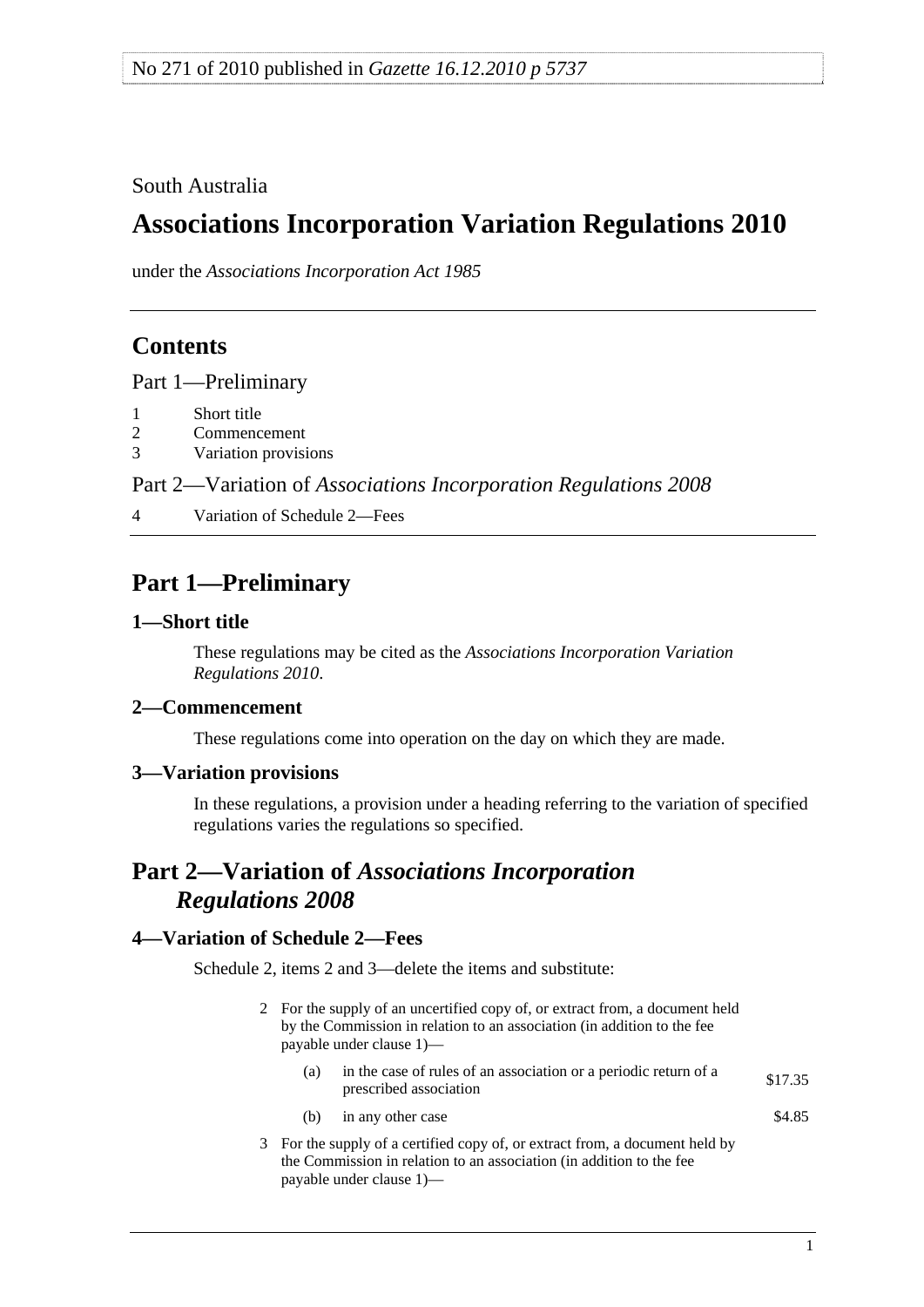No 271 of 2010 published in *Gazette 16.12.2010 p 5737*

South Australia

# Associations Incorporation Variation Regulations 2010

under the *Associations Incorporation Act 1985*

## Contents

Part 1—Preliminary

1 Short title
2 Commencement
3 Variation provisions

Part 2—Variation of *Associations Incorporation Regulations 2008*

4 Variation of Schedule 2—Fees

## Part 1—Preliminary

### 1—Short title

These regulations may be cited as the *Associations Incorporation Variation Regulations 2010*.

### 2—Commencement

These regulations come into operation on the day on which they are made.

### 3—Variation provisions

In these regulations, a provision under a heading referring to the variation of specified regulations varies the regulations so specified.

## Part 2—Variation of *Associations Incorporation Regulations 2008*

### 4—Variation of Schedule 2—Fees

Schedule 2, items 2 and 3—delete the items and substitute:

2 For the supply of an uncertified copy of, or extract from, a document held by the Commission in relation to an association (in addition to the fee payable under clause 1)—

| | | |
|---|---|---|
| (a) | in the case of rules of an association or a periodic return of a prescribed association | $17.35 |
| (b) | in any other case | $4.85 |

3 For the supply of a certified copy of, or extract from, a document held by the Commission in relation to an association (in addition to the fee payable under clause 1)—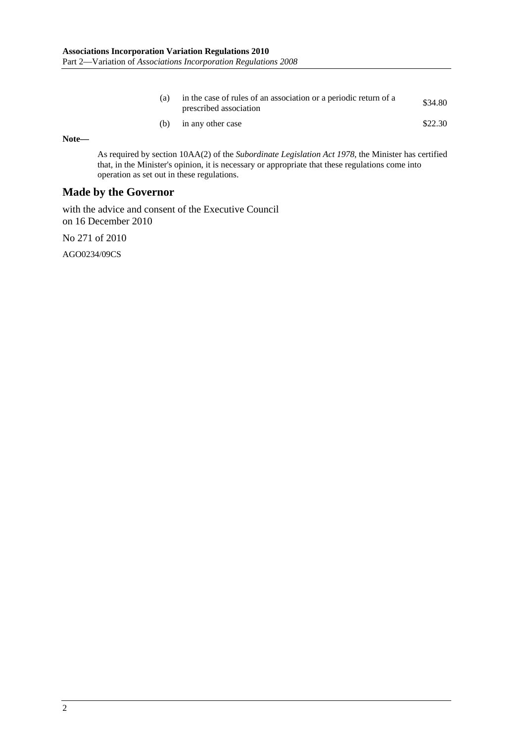| | | |
|---|---|---|
| (a) | in the case of rules of an association or a periodic return of a prescribed association | \$34.80 |
| (b) | in any other case | \$22.30 |

**Note—**

As required by section 10AA(2) of the *Subordinate Legislation Act 1978*, the Minister has certified that, in the Minister's opinion, it is necessary or appropriate that these regulations come into operation as set out in these regulations.

## Made by the Governor

with the advice and consent of the Executive Council on 16 December 2010

No 271 of 2010

AGO0234/09CS